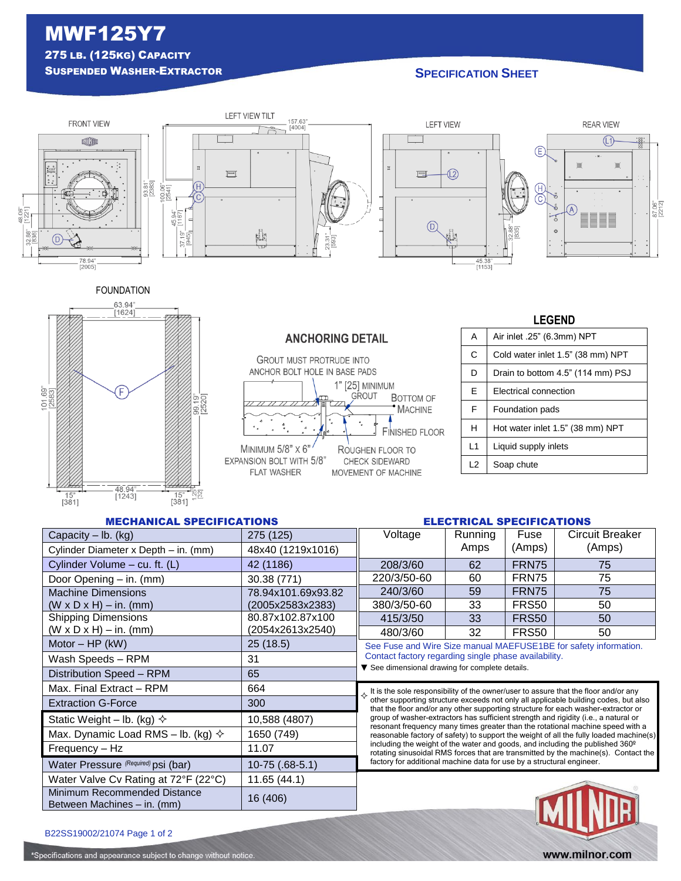# MWF125Y7

**275 lb. (125kg) Capacity**
**Suspended Washer-Extractor**

## Specification Sheet

FRONT VIEW — LEFT VIEW TILT — LEFT VIEW — REAR VIEW

FOUNDATION

## ANCHORING DETAIL

GROUT MUST PROTRUDE INTO ANCHOR BOLT HOLE IN BASE PADS

1" [25] MINIMUM GROUT

BOTTOM OF MACHINE

FINISHED FLOOR

MINIMUM 5/8" X 6" EXPANSION BOLT WITH 5/8" FLAT WASHER

ROUGHEN FLOOR TO CHECK SIDEWARD MOVEMENT OF MACHINE

## LEGEND

| | |
|---|---|
| A | Air inlet .25" (6.3mm) NPT |
| C | Cold water inlet 1.5" (38 mm) NPT |
| D | Drain to bottom 4.5" (114 mm) PSJ |
| E | Electrical connection |
| F | Foundation pads |
| H | Hot water inlet 1.5" (38 mm) NPT |
| L1 | Liquid supply inlets |
| L2 | Soap chute |

## MECHANICAL SPECIFICATIONS

| | |
|---|---|
| Capacity – lb. (kg) | 275 (125) |
| Cylinder Diameter x Depth – in. (mm) | 48x40 (1219x1016) |
| Cylinder Volume – cu. ft. (L) | 42 (1186) |
| Door Opening – in. (mm) | 30.38 (771) |
| Machine Dimensions (W x D x H) – in. (mm) | 78.94x101.69x93.82 (2005x2583x2383) |
| Shipping Dimensions (W x D x H) – in. (mm) | 80.87x102.87x100 (2054x2613x2540) |
| Motor – HP (kW) | 25 (18.5) |
| Wash Speeds – RPM | 31 |
| Distribution Speed – RPM | 65 |
| Max. Final Extract – RPM | 664 |
| Extraction G-Force | 300 |
| Static Weight – lb. (kg) ✧ | 10,588 (4807) |
| Max. Dynamic Load RMS – lb. (kg) ✧ | 1650 (749) |
| Frequency – Hz | 11.07 |
| Water Pressure *(Required)* psi (bar) | 10-75 (.68-5.1) |
| Water Valve Cv Rating at 72°F (22°C) | 11.65 (44.1) |
| Minimum Recommended Distance Between Machines – in. (mm) | 16 (406) |

## ELECTRICAL SPECIFICATIONS

| Voltage | Running Amps | Fuse (Amps) | Circuit Breaker (Amps) |
|---|---|---|---|
| 208/3/60 | 62 | FRN75 | 75 |
| 220/3/50-60 | 60 | FRN75 | 75 |
| 240/3/60 | 59 | FRN75 | 75 |
| 380/3/50-60 | 33 | FRS50 | 50 |
| 415/3/50 | 33 | FRS50 | 50 |
| 480/3/60 | 32 | FRS50 | 50 |

See Fuse and Wire Size manual MAEFUSE1BE for safety information.
Contact factory regarding single phase availability.

▼ See dimensional drawing for complete details.

✧ It is the sole responsibility of the owner/user to assure that the floor and/or any other supporting structure exceeds not only all applicable building codes, but also that the floor and/or any other supporting structure for each washer-extractor or group of washer-extractors has sufficient strength and rigidity (i.e., a natural or resonant frequency many times greater than the rotational machine speed with a reasonable factory of safety) to support the weight of all the fully loaded machine(s) including the weight of the water and goods, and including the published 360º rotating sinusoidal RMS forces that are transmitted by the machine(s). Contact the factory for additional machine data for use by a structural engineer.

B22SS19002/21074

*Specifications and appearance subject to change without notice.

www.milnor.com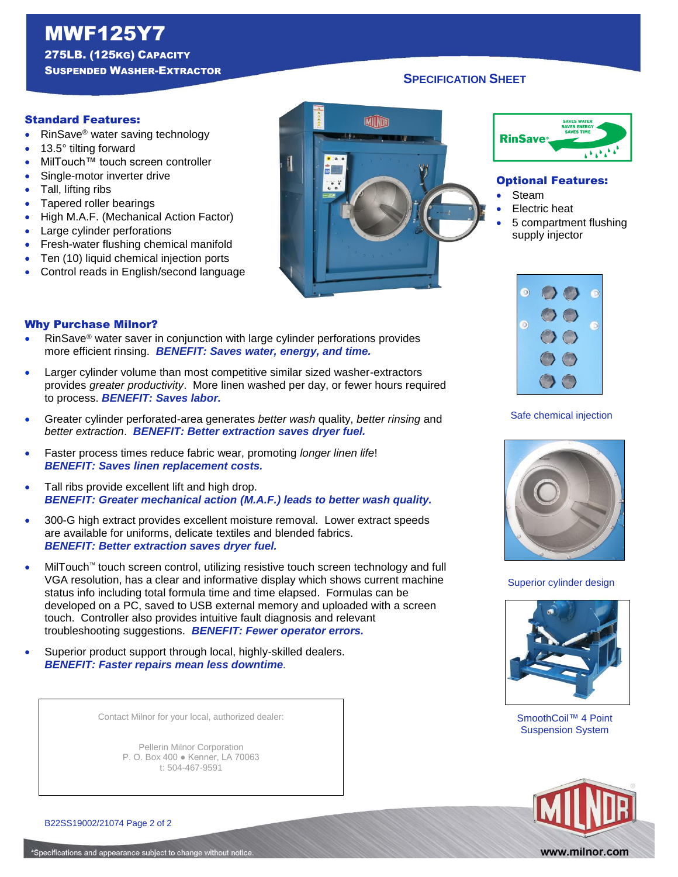# MWF125Y7

**275LB. (125KG) CAPACITY**
**SUSPENDED WASHER-EXTRACTOR**

**SPECIFICATION SHEET**

## Standard Features:

- RinSave® water saving technology
- 13.5° tilting forward
- MilTouch™ touch screen controller
- Single-motor inverter drive
- Tall, lifting ribs
- Tapered roller bearings
- High M.A.F. (Mechanical Action Factor)
- Large cylinder perforations
- Fresh-water flushing chemical manifold
- Ten (10) liquid chemical injection ports
- Control reads in English/second language

RinSave® SAVES WATER SAVES ENERGY SAVES TIME

## Optional Features:

- Steam
- Electric heat
- 5 compartment flushing supply injector

## Why Purchase Milnor?

- RinSave® water saver in conjunction with large cylinder perforations provides more efficient rinsing. ***BENEFIT: Saves water, energy, and time.***
- Larger cylinder volume than most competitive similar sized washer-extractors provides *greater productivity*. More linen washed per day, or fewer hours required to process. ***BENEFIT: Saves labor.***
- Greater cylinder perforated-area generates *better wash* quality, *better rinsing* and *better extraction*. ***BENEFIT: Better extraction saves dryer fuel.***
- Faster process times reduce fabric wear, promoting *longer linen life*! ***BENEFIT: Saves linen replacement costs.***
- Tall ribs provide excellent lift and high drop. ***BENEFIT: Greater mechanical action (M.A.F.) leads to better wash quality.***
- 300-G high extract provides excellent moisture removal. Lower extract speeds are available for uniforms, delicate textiles and blended fabrics. ***BENEFIT: Better extraction saves dryer fuel.***
- MilTouch™ touch screen control, utilizing resistive touch screen technology and full VGA resolution, has a clear and informative display which shows current machine status info including total formula time and time elapsed. Formulas can be developed on a PC, saved to USB external memory and uploaded with a screen touch. Controller also provides intuitive fault diagnosis and relevant troubleshooting suggestions. ***BENEFIT: Fewer operator errors.***
- Superior product support through local, highly-skilled dealers. ***BENEFIT: Faster repairs mean less downtime.***

Safe chemical injection

Superior cylinder design

SmoothCoil™ 4 Point Suspension System

Contact Milnor for your local, authorized dealer:

Pellerin Milnor Corporation
P. O. Box 400 ● Kenner, LA 70063
t: 504-467-9591

B22SS19002/21074

*Specifications and appearance subject to change without notice.

www.milnor.com